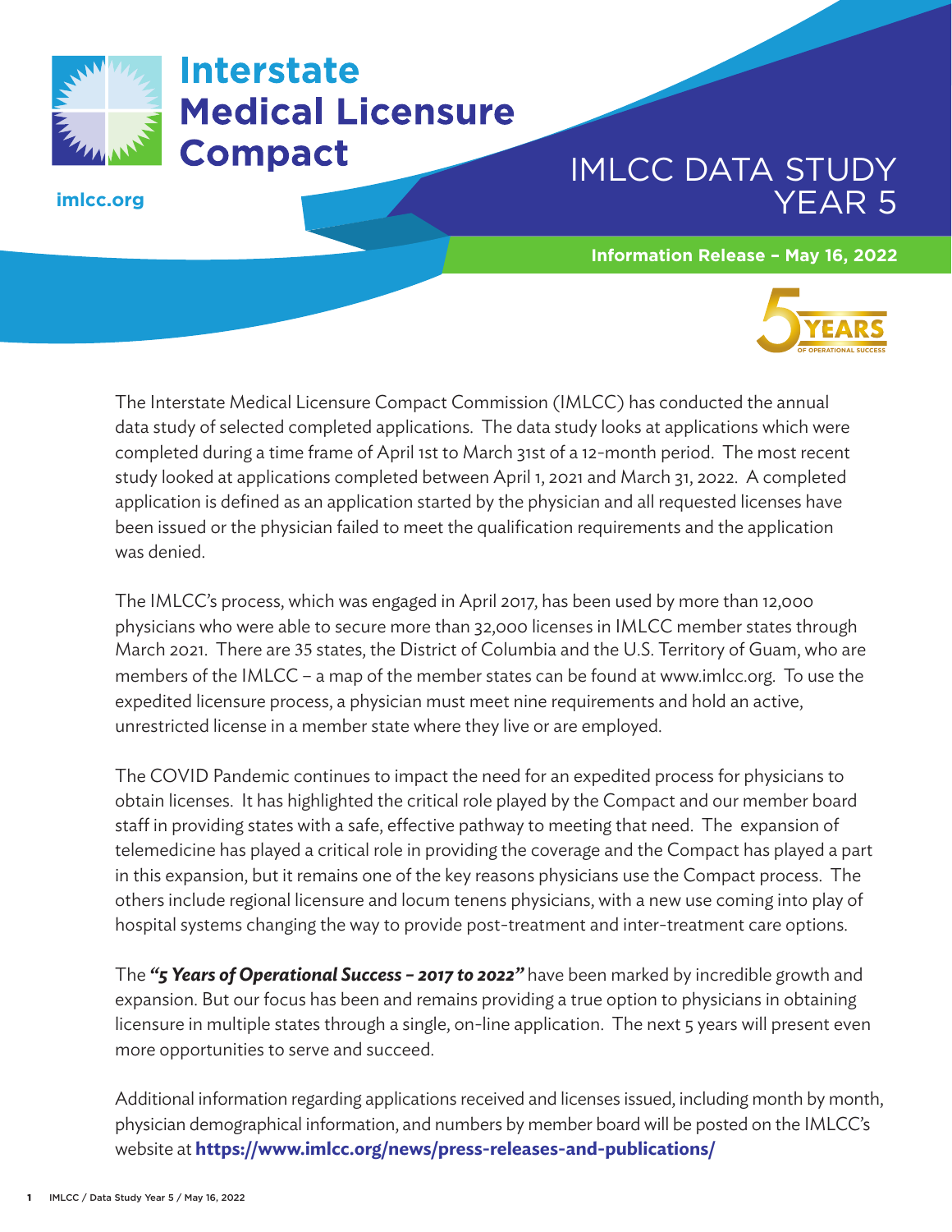# Interstate Medical Licensure Compact

imlcc.org

# IMLCC DATA STUDY YEAR 5

**Information Release – May 16, 2022**

5 YEARS OF OPERATIONAL SUCCESS

The Interstate Medical Licensure Compact Commission (IMLCC) has conducted the annual data study of selected completed applications. The data study looks at applications which were completed during a time frame of April 1st to March 31st of a 12-month period. The most recent study looked at applications completed between April 1, 2021 and March 31, 2022. A completed application is defined as an application started by the physician and all requested licenses have been issued or the physician failed to meet the qualification requirements and the application was denied.

The IMLCC's process, which was engaged in April 2017, has been used by more than 12,000 physicians who were able to secure more than 32,000 licenses in IMLCC member states through March 2021. There are 35 states, the District of Columbia and the U.S. Territory of Guam, who are members of the IMLCC – a map of the member states can be found at www.imlcc.org. To use the expedited licensure process, a physician must meet nine requirements and hold an active, unrestricted license in a member state where they live or are employed.

The COVID Pandemic continues to impact the need for an expedited process for physicians to obtain licenses. It has highlighted the critical role played by the Compact and our member board staff in providing states with a safe, effective pathway to meeting that need. The expansion of telemedicine has played a critical role in providing the coverage and the Compact has played a part in this expansion, but it remains one of the key reasons physicians use the Compact process. The others include regional licensure and locum tenens physicians, with a new use coming into play of hospital systems changing the way to provide post-treatment and inter-treatment care options.

The ***"5 Years of Operational Success – 2017 to 2022"*** have been marked by incredible growth and expansion. But our focus has been and remains providing a true option to physicians in obtaining licensure in multiple states through a single, on-line application. The next 5 years will present even more opportunities to serve and succeed.

Additional information regarding applications received and licenses issued, including month by month, physician demographical information, and numbers by member board will be posted on the IMLCC's website at **https://www.imlcc.org/news/press-releases-and-publications/**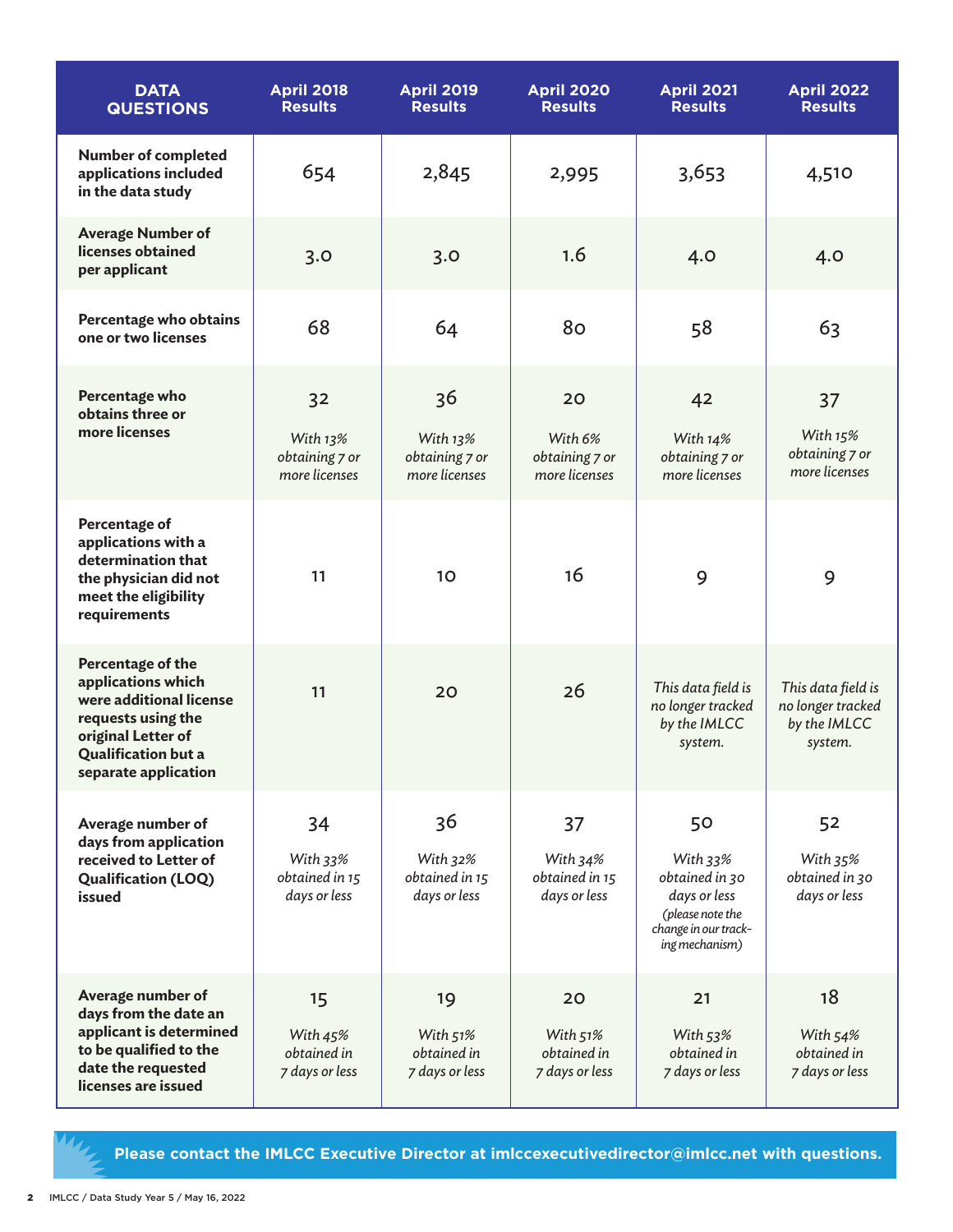| DATA QUESTIONS | April 2018 Results | April 2019 Results | April 2020 Results | April 2021 Results | April 2022 Results |
|---|---|---|---|---|---|
| **Number of completed applications included in the data study** | 654 | 2,845 | 2,995 | 3,653 | 4,510 |
| **Average Number of licenses obtained per applicant** | 3.0 | 3.0 | 1.6 | 4.0 | 4.0 |
| **Percentage who obtains one or two licenses** | 68 | 64 | 80 | 58 | 63 |
| **Percentage who obtains three or more licenses** | 32 *With 13% obtaining 7 or more licenses* | 36 *With 13% obtaining 7 or more licenses* | 20 *With 6% obtaining 7 or more licenses* | 42 *With 14% obtaining 7 or more licenses* | 37 *With 15% obtaining 7 or more licenses* |
| **Percentage of applications with a determination that the physician did not meet the eligibility requirements** | 11 | 10 | 16 | 9 | 9 |
| **Percentage of the applications which were additional license requests using the original Letter of Qualification but a separate application** | 11 | 20 | 26 | *This data field is no longer tracked by the IMLCC system.* | *This data field is no longer tracked by the IMLCC system.* |
| **Average number of days from application received to Letter of Qualification (LOQ) issued** | 34 *With 33% obtained in 15 days or less* | 36 *With 32% obtained in 15 days or less* | 37 *With 34% obtained in 15 days or less* | 50 *With 33% obtained in 30 days or less (please note the change in our tracking mechanism)* | 52 *With 35% obtained in 30 days or less* |
| **Average number of days from the date an applicant is determined to be qualified to the date the requested licenses are issued** | 15 *With 45% obtained in 7 days or less* | 19 *With 51% obtained in 7 days or less* | 20 *With 51% obtained in 7 days or less* | 21 *With 53% obtained in 7 days or less* | 18 *With 54% obtained in 7 days or less* |

**Please contact the IMLCC Executive Director at imlccexecutivedirector@imlcc.net with questions.**